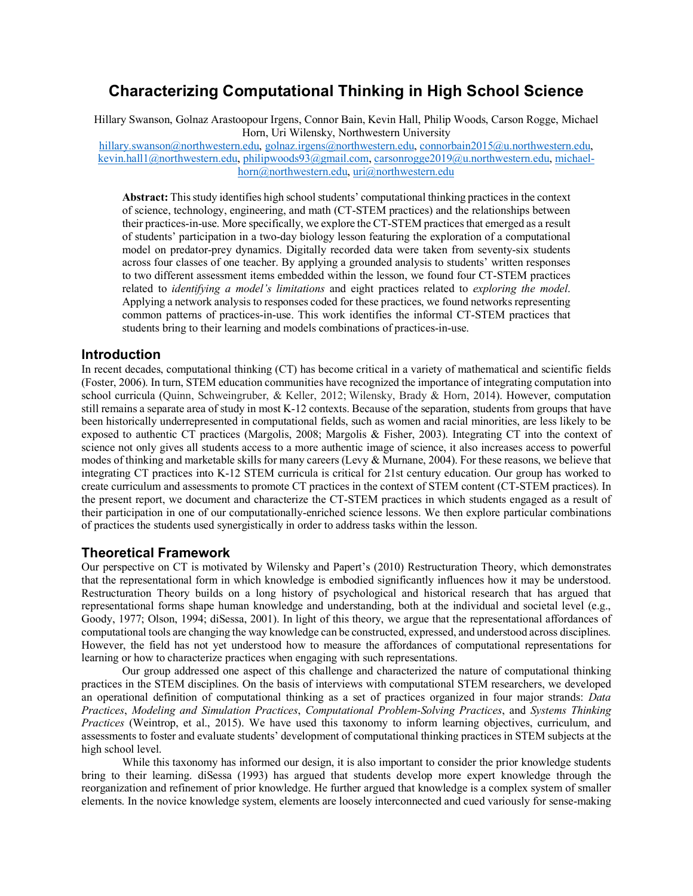# Characterizing Computational Thinking in High School Science

Hillary Swanson, Golnaz Arastoopour Irgens, Connor Bain, Kevin Hall, Philip Woods, Carson Rogge, Michael Horn, Uri Wilensky, Northwestern University
hillary.swanson@northwestern.edu, golnaz.irgens@northwestern.edu, connorbain2015@u.northwestern.edu, kevin.hall1@northwestern.edu, philipwoods93@gmail.com, carsonrogge2019@u.northwestern.edu, michael-horn@northwestern.edu, uri@northwestern.edu

**Abstract:** This study identifies high school students' computational thinking practices in the context of science, technology, engineering, and math (CT-STEM practices) and the relationships between their practices-in-use. More specifically, we explore the CT-STEM practices that emerged as a result of students' participation in a two-day biology lesson featuring the exploration of a computational model on predator-prey dynamics. Digitally recorded data were taken from seventy-six students across four classes of one teacher. By applying a grounded analysis to students' written responses to two different assessment items embedded within the lesson, we found four CT-STEM practices related to *identifying a model's limitations* and eight practices related to *exploring the model*. Applying a network analysis to responses coded for these practices, we found networks representing common patterns of practices-in-use. This work identifies the informal CT-STEM practices that students bring to their learning and models combinations of practices-in-use.

## Introduction

In recent decades, computational thinking (CT) has become critical in a variety of mathematical and scientific fields (Foster, 2006). In turn, STEM education communities have recognized the importance of integrating computation into school curricula (Quinn, Schweingruber, & Keller, 2012; Wilensky, Brady & Horn, 2014). However, computation still remains a separate area of study in most K-12 contexts. Because of the separation, students from groups that have been historically underrepresented in computational fields, such as women and racial minorities, are less likely to be exposed to authentic CT practices (Margolis, 2008; Margolis & Fisher, 2003). Integrating CT into the context of science not only gives all students access to a more authentic image of science, it also increases access to powerful modes of thinking and marketable skills for many careers (Levy & Murnane, 2004). For these reasons, we believe that integrating CT practices into K-12 STEM curricula is critical for 21st century education. Our group has worked to create curriculum and assessments to promote CT practices in the context of STEM content (CT-STEM practices). In the present report, we document and characterize the CT-STEM practices in which students engaged as a result of their participation in one of our computationally-enriched science lessons. We then explore particular combinations of practices the students used synergistically in order to address tasks within the lesson.

## Theoretical Framework

Our perspective on CT is motivated by Wilensky and Papert's (2010) Restructuration Theory, which demonstrates that the representational form in which knowledge is embodied significantly influences how it may be understood. Restructuration Theory builds on a long history of psychological and historical research that has argued that representational forms shape human knowledge and understanding, both at the individual and societal level (e.g., Goody, 1977; Olson, 1994; diSessa, 2001). In light of this theory, we argue that the representational affordances of computational tools are changing the way knowledge can be constructed, expressed, and understood across disciplines. However, the field has not yet understood how to measure the affordances of computational representations for learning or how to characterize practices when engaging with such representations.

Our group addressed one aspect of this challenge and characterized the nature of computational thinking practices in the STEM disciplines. On the basis of interviews with computational STEM researchers, we developed an operational definition of computational thinking as a set of practices organized in four major strands: *Data Practices*, *Modeling and Simulation Practices*, *Computational Problem-Solving Practices*, and *Systems Thinking Practices* (Weintrop, et al., 2015). We have used this taxonomy to inform learning objectives, curriculum, and assessments to foster and evaluate students' development of computational thinking practices in STEM subjects at the high school level.

While this taxonomy has informed our design, it is also important to consider the prior knowledge students bring to their learning. diSessa (1993) has argued that students develop more expert knowledge through the reorganization and refinement of prior knowledge. He further argued that knowledge is a complex system of smaller elements. In the novice knowledge system, elements are loosely interconnected and cued variously for sense-making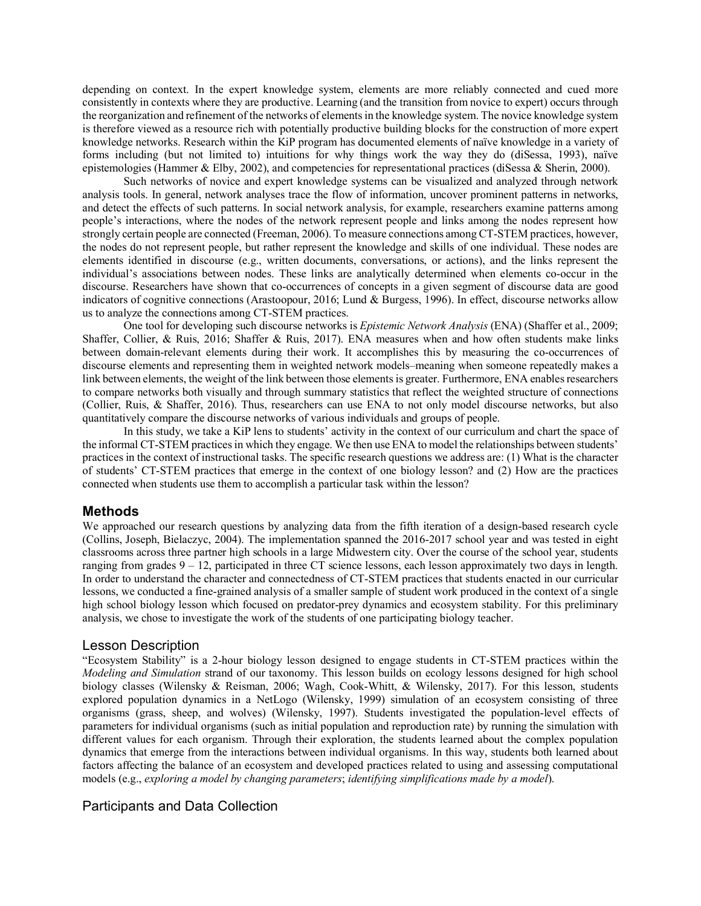depending on context. In the expert knowledge system, elements are more reliably connected and cued more consistently in contexts where they are productive. Learning (and the transition from novice to expert) occurs through the reorganization and refinement of the networks of elements in the knowledge system. The novice knowledge system is therefore viewed as a resource rich with potentially productive building blocks for the construction of more expert knowledge networks. Research within the KiP program has documented elements of naïve knowledge in a variety of forms including (but not limited to) intuitions for why things work the way they do (diSessa, 1993), naïve epistemologies (Hammer & Elby, 2002), and competencies for representational practices (diSessa & Sherin, 2000).

Such networks of novice and expert knowledge systems can be visualized and analyzed through network analysis tools. In general, network analyses trace the flow of information, uncover prominent patterns in networks, and detect the effects of such patterns. In social network analysis, for example, researchers examine patterns among people's interactions, where the nodes of the network represent people and links among the nodes represent how strongly certain people are connected (Freeman, 2006). To measure connections among CT-STEM practices, however, the nodes do not represent people, but rather represent the knowledge and skills of one individual. These nodes are elements identified in discourse (e.g., written documents, conversations, or actions), and the links represent the individual's associations between nodes. These links are analytically determined when elements co-occur in the discourse. Researchers have shown that co-occurrences of concepts in a given segment of discourse data are good indicators of cognitive connections (Arastoopour, 2016; Lund & Burgess, 1996). In effect, discourse networks allow us to analyze the connections among CT-STEM practices.

One tool for developing such discourse networks is *Epistemic Network Analysis* (ENA) (Shaffer et al., 2009; Shaffer, Collier, & Ruis, 2016; Shaffer & Ruis, 2017). ENA measures when and how often students make links between domain-relevant elements during their work. It accomplishes this by measuring the co-occurrences of discourse elements and representing them in weighted network models–meaning when someone repeatedly makes a link between elements, the weight of the link between those elements is greater. Furthermore, ENA enables researchers to compare networks both visually and through summary statistics that reflect the weighted structure of connections (Collier, Ruis, & Shaffer, 2016). Thus, researchers can use ENA to not only model discourse networks, but also quantitatively compare the discourse networks of various individuals and groups of people.

In this study, we take a KiP lens to students' activity in the context of our curriculum and chart the space of the informal CT-STEM practices in which they engage. We then use ENA to model the relationships between students' practices in the context of instructional tasks. The specific research questions we address are: (1) What is the character of students' CT-STEM practices that emerge in the context of one biology lesson? and (2) How are the practices connected when students use them to accomplish a particular task within the lesson?

## Methods

We approached our research questions by analyzing data from the fifth iteration of a design-based research cycle (Collins, Joseph, Bielaczyc, 2004). The implementation spanned the 2016-2017 school year and was tested in eight classrooms across three partner high schools in a large Midwestern city. Over the course of the school year, students ranging from grades 9 – 12, participated in three CT science lessons, each lesson approximately two days in length. In order to understand the character and connectedness of CT-STEM practices that students enacted in our curricular lessons, we conducted a fine-grained analysis of a smaller sample of student work produced in the context of a single high school biology lesson which focused on predator-prey dynamics and ecosystem stability. For this preliminary analysis, we chose to investigate the work of the students of one participating biology teacher.

### Lesson Description

"Ecosystem Stability" is a 2-hour biology lesson designed to engage students in CT-STEM practices within the *Modeling and Simulation* strand of our taxonomy. This lesson builds on ecology lessons designed for high school biology classes (Wilensky & Reisman, 2006; Wagh, Cook-Whitt, & Wilensky, 2017). For this lesson, students explored population dynamics in a NetLogo (Wilensky, 1999) simulation of an ecosystem consisting of three organisms (grass, sheep, and wolves) (Wilensky, 1997). Students investigated the population-level effects of parameters for individual organisms (such as initial population and reproduction rate) by running the simulation with different values for each organism. Through their exploration, the students learned about the complex population dynamics that emerge from the interactions between individual organisms. In this way, students both learned about factors affecting the balance of an ecosystem and developed practices related to using and assessing computational models (e.g., *exploring a model by changing parameters*; *identifying simplifications made by a model*).

### Participants and Data Collection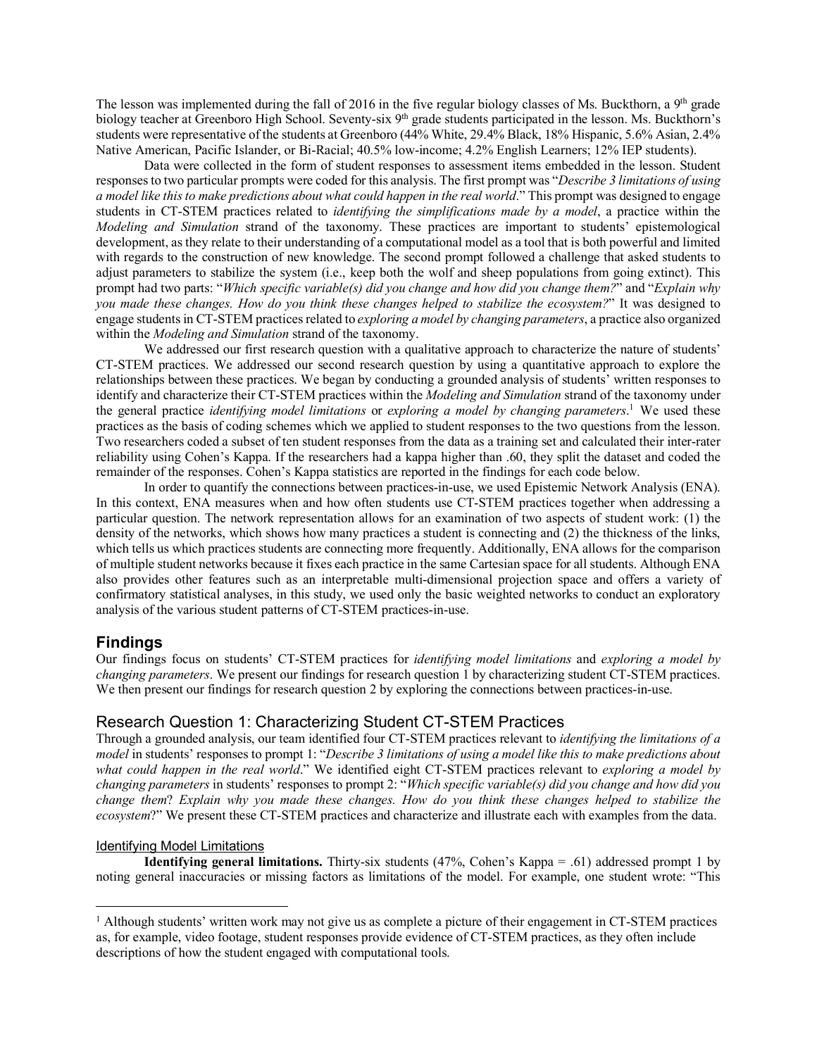The lesson was implemented during the fall of 2016 in the five regular biology classes of Ms. Buckthorn, a 9th grade biology teacher at Greenboro High School. Seventy-six 9th grade students participated in the lesson. Ms. Buckthorn's students were representative of the students at Greenboro (44% White, 29.4% Black, 18% Hispanic, 5.6% Asian, 2.4% Native American, Pacific Islander, or Bi-Racial; 40.5% low-income; 4.2% English Learners; 12% IEP students).

Data were collected in the form of student responses to assessment items embedded in the lesson. Student responses to two particular prompts were coded for this analysis. The first prompt was "*Describe 3 limitations of using a model like this to make predictions about what could happen in the real world*." This prompt was designed to engage students in CT-STEM practices related to *identifying the simplifications made by a model*, a practice within the *Modeling and Simulation* strand of the taxonomy. These practices are important to students' epistemological development, as they relate to their understanding of a computational model as a tool that is both powerful and limited with regards to the construction of new knowledge. The second prompt followed a challenge that asked students to adjust parameters to stabilize the system (i.e., keep both the wolf and sheep populations from going extinct). This prompt had two parts: "*Which specific variable(s) did you change and how did you change them?*" and "*Explain why you made these changes. How do you think these changes helped to stabilize the ecosystem?*" It was designed to engage students in CT-STEM practices related to *exploring a model by changing parameters*, a practice also organized within the *Modeling and Simulation* strand of the taxonomy.

We addressed our first research question with a qualitative approach to characterize the nature of students' CT-STEM practices. We addressed our second research question by using a quantitative approach to explore the relationships between these practices. We began by conducting a grounded analysis of students' written responses to identify and characterize their CT-STEM practices within the *Modeling and Simulation* strand of the taxonomy under the general practice *identifying model limitations* or *exploring a model by changing parameters*.[1] We used these practices as the basis of coding schemes which we applied to student responses to the two questions from the lesson. Two researchers coded a subset of ten student responses from the data as a training set and calculated their inter-rater reliability using Cohen's Kappa. If the researchers had a kappa higher than .60, they split the dataset and coded the remainder of the responses. Cohen's Kappa statistics are reported in the findings for each code below.

In order to quantify the connections between practices-in-use, we used Epistemic Network Analysis (ENA). In this context, ENA measures when and how often students use CT-STEM practices together when addressing a particular question. The network representation allows for an examination of two aspects of student work: (1) the density of the networks, which shows how many practices a student is connecting and (2) the thickness of the links, which tells us which practices students are connecting more frequently. Additionally, ENA allows for the comparison of multiple student networks because it fixes each practice in the same Cartesian space for all students. Although ENA also provides other features such as an interpretable multi-dimensional projection space and offers a variety of confirmatory statistical analyses, in this study, we used only the basic weighted networks to conduct an exploratory analysis of the various student patterns of CT-STEM practices-in-use.

## Findings

Our findings focus on students' CT-STEM practices for *identifying model limitations* and *exploring a model by changing parameters*. We present our findings for research question 1 by characterizing student CT-STEM practices. We then present our findings for research question 2 by exploring the connections between practices-in-use.

### Research Question 1: Characterizing Student CT-STEM Practices

Through a grounded analysis, our team identified four CT-STEM practices relevant to *identifying the limitations of a model* in students' responses to prompt 1: "*Describe 3 limitations of using a model like this to make predictions about what could happen in the real world*." We identified eight CT-STEM practices relevant to *exploring a model by changing parameters* in students' responses to prompt 2: "*Which specific variable(s) did you change and how did you change them? Explain why you made these changes. How do you think these changes helped to stabilize the ecosystem*?" We present these CT-STEM practices and characterize and illustrate each with examples from the data.

#### Identifying Model Limitations

**Identifying general limitations.** Thirty-six students (47%, Cohen's Kappa = .61) addressed prompt 1 by noting general inaccuracies or missing factors as limitations of the model. For example, one student wrote: "This

[1] Although students' written work may not give us as complete a picture of their engagement in CT-STEM practices as, for example, video footage, student responses provide evidence of CT-STEM practices, as they often include descriptions of how the student engaged with computational tools.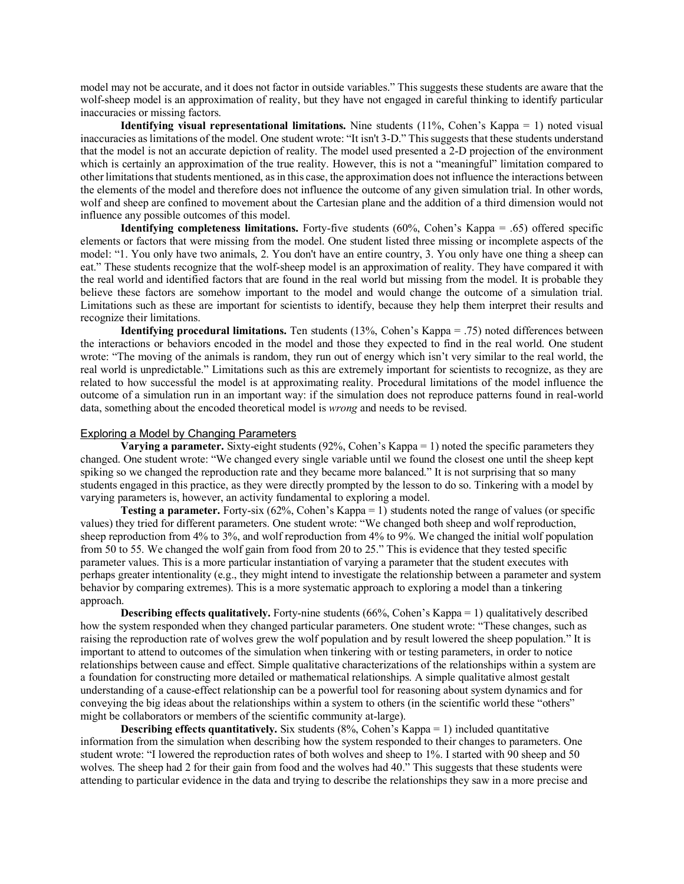model may not be accurate, and it does not factor in outside variables." This suggests these students are aware that the wolf-sheep model is an approximation of reality, but they have not engaged in careful thinking to identify particular inaccuracies or missing factors.

**Identifying visual representational limitations.** Nine students (11%, Cohen's Kappa = 1) noted visual inaccuracies as limitations of the model. One student wrote: "It isn't 3-D." This suggests that these students understand that the model is not an accurate depiction of reality. The model used presented a 2-D projection of the environment which is certainly an approximation of the true reality. However, this is not a "meaningful" limitation compared to other limitations that students mentioned, as in this case, the approximation does not influence the interactions between the elements of the model and therefore does not influence the outcome of any given simulation trial. In other words, wolf and sheep are confined to movement about the Cartesian plane and the addition of a third dimension would not influence any possible outcomes of this model.

**Identifying completeness limitations.** Forty-five students (60%, Cohen's Kappa = .65) offered specific elements or factors that were missing from the model. One student listed three missing or incomplete aspects of the model: "1. You only have two animals, 2. You don't have an entire country, 3. You only have one thing a sheep can eat." These students recognize that the wolf-sheep model is an approximation of reality. They have compared it with the real world and identified factors that are found in the real world but missing from the model. It is probable they believe these factors are somehow important to the model and would change the outcome of a simulation trial. Limitations such as these are important for scientists to identify, because they help them interpret their results and recognize their limitations.

**Identifying procedural limitations.** Ten students (13%, Cohen's Kappa = .75) noted differences between the interactions or behaviors encoded in the model and those they expected to find in the real world. One student wrote: "The moving of the animals is random, they run out of energy which isn't very similar to the real world, the real world is unpredictable." Limitations such as this are extremely important for scientists to recognize, as they are related to how successful the model is at approximating reality. Procedural limitations of the model influence the outcome of a simulation run in an important way: if the simulation does not reproduce patterns found in real-world data, something about the encoded theoretical model is *wrong* and needs to be revised.

### Exploring a Model by Changing Parameters

**Varying a parameter.** Sixty-eight students (92%, Cohen's Kappa = 1) noted the specific parameters they changed. One student wrote: "We changed every single variable until we found the closest one until the sheep kept spiking so we changed the reproduction rate and they became more balanced." It is not surprising that so many students engaged in this practice, as they were directly prompted by the lesson to do so. Tinkering with a model by varying parameters is, however, an activity fundamental to exploring a model.

**Testing a parameter.** Forty-six (62%, Cohen's Kappa = 1) students noted the range of values (or specific values) they tried for different parameters. One student wrote: "We changed both sheep and wolf reproduction, sheep reproduction from 4% to 3%, and wolf reproduction from 4% to 9%. We changed the initial wolf population from 50 to 55. We changed the wolf gain from food from 20 to 25." This is evidence that they tested specific parameter values. This is a more particular instantiation of varying a parameter that the student executes with perhaps greater intentionality (e.g., they might intend to investigate the relationship between a parameter and system behavior by comparing extremes). This is a more systematic approach to exploring a model than a tinkering approach.

**Describing effects qualitatively.** Forty-nine students (66%, Cohen's Kappa = 1) qualitatively described how the system responded when they changed particular parameters. One student wrote: "These changes, such as raising the reproduction rate of wolves grew the wolf population and by result lowered the sheep population." It is important to attend to outcomes of the simulation when tinkering with or testing parameters, in order to notice relationships between cause and effect. Simple qualitative characterizations of the relationships within a system are a foundation for constructing more detailed or mathematical relationships. A simple qualitative almost gestalt understanding of a cause-effect relationship can be a powerful tool for reasoning about system dynamics and for conveying the big ideas about the relationships within a system to others (in the scientific world these "others" might be collaborators or members of the scientific community at-large).

**Describing effects quantitatively.** Six students (8%, Cohen's Kappa = 1) included quantitative information from the simulation when describing how the system responded to their changes to parameters. One student wrote: "I lowered the reproduction rates of both wolves and sheep to 1%. I started with 90 sheep and 50 wolves. The sheep had 2 for their gain from food and the wolves had 40." This suggests that these students were attending to particular evidence in the data and trying to describe the relationships they saw in a more precise and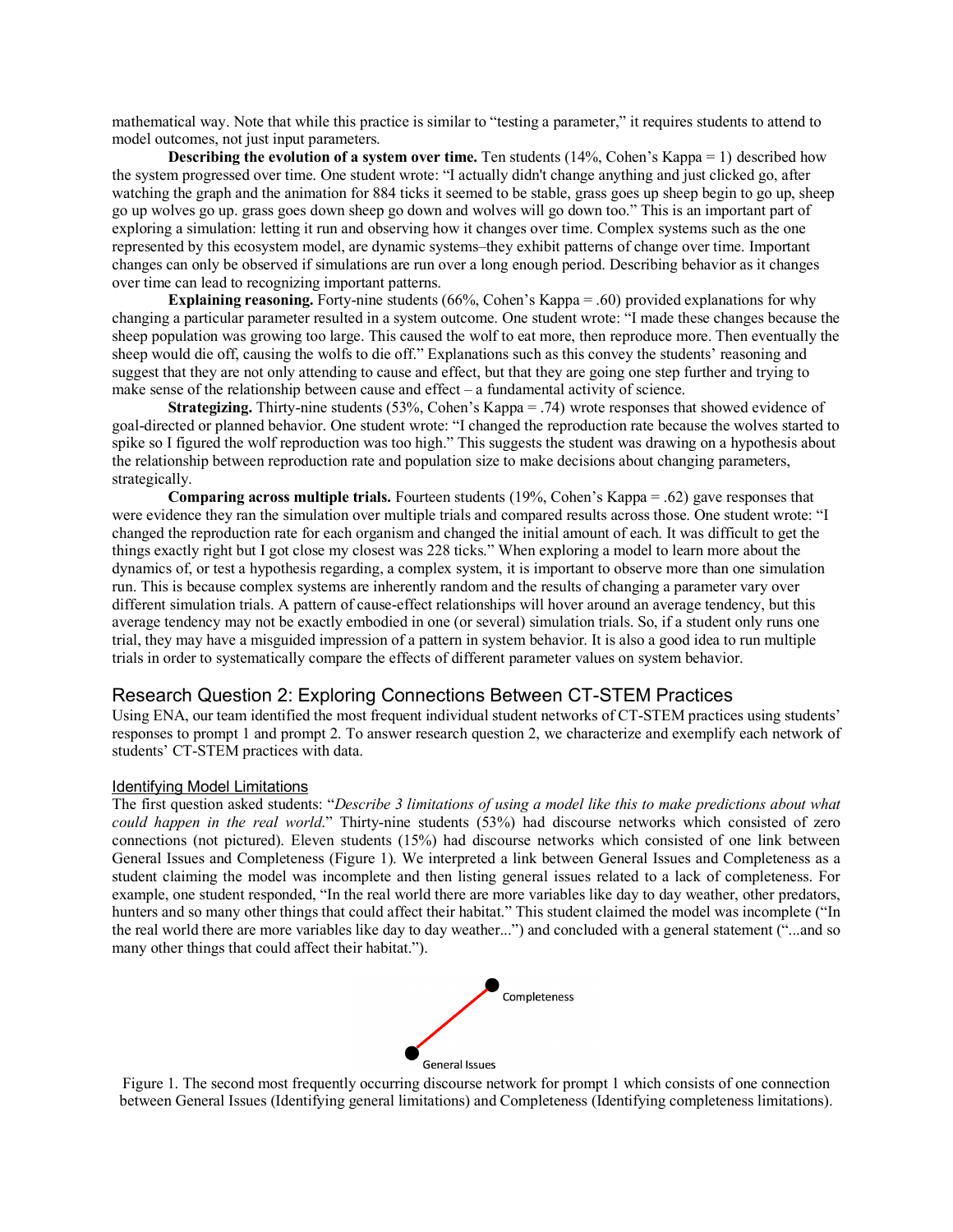mathematical way. Note that while this practice is similar to "testing a parameter," it requires students to attend to model outcomes, not just input parameters.

**Describing the evolution of a system over time.** Ten students (14%, Cohen's Kappa = 1) described how the system progressed over time. One student wrote: "I actually didn't change anything and just clicked go, after watching the graph and the animation for 884 ticks it seemed to be stable, grass goes up sheep begin to go up, sheep go up wolves go up. grass goes down sheep go down and wolves will go down too." This is an important part of exploring a simulation: letting it run and observing how it changes over time. Complex systems such as the one represented by this ecosystem model, are dynamic systems–they exhibit patterns of change over time. Important changes can only be observed if simulations are run over a long enough period. Describing behavior as it changes over time can lead to recognizing important patterns.

**Explaining reasoning.** Forty-nine students (66%, Cohen's Kappa = .60) provided explanations for why changing a particular parameter resulted in a system outcome. One student wrote: "I made these changes because the sheep population was growing too large. This caused the wolf to eat more, then reproduce more. Then eventually the sheep would die off, causing the wolfs to die off." Explanations such as this convey the students' reasoning and suggest that they are not only attending to cause and effect, but that they are going one step further and trying to make sense of the relationship between cause and effect – a fundamental activity of science.

**Strategizing.** Thirty-nine students (53%, Cohen's Kappa = .74) wrote responses that showed evidence of goal-directed or planned behavior. One student wrote: "I changed the reproduction rate because the wolves started to spike so I figured the wolf reproduction was too high." This suggests the student was drawing on a hypothesis about the relationship between reproduction rate and population size to make decisions about changing parameters, strategically.

**Comparing across multiple trials.** Fourteen students (19%, Cohen's Kappa = .62) gave responses that were evidence they ran the simulation over multiple trials and compared results across those. One student wrote: "I changed the reproduction rate for each organism and changed the initial amount of each. It was difficult to get the things exactly right but I got close my closest was 228 ticks." When exploring a model to learn more about the dynamics of, or test a hypothesis regarding, a complex system, it is important to observe more than one simulation run. This is because complex systems are inherently random and the results of changing a parameter vary over different simulation trials. A pattern of cause-effect relationships will hover around an average tendency, but this average tendency may not be exactly embodied in one (or several) simulation trials. So, if a student only runs one trial, they may have a misguided impression of a pattern in system behavior. It is also a good idea to run multiple trials in order to systematically compare the effects of different parameter values on system behavior.

## Research Question 2: Exploring Connections Between CT-STEM Practices

Using ENA, our team identified the most frequent individual student networks of CT-STEM practices using students' responses to prompt 1 and prompt 2. To answer research question 2, we characterize and exemplify each network of students' CT-STEM practices with data.

### Identifying Model Limitations

The first question asked students: "*Describe 3 limitations of using a model like this to make predictions about what could happen in the real world.*" Thirty-nine students (53%) had discourse networks which consisted of zero connections (not pictured). Eleven students (15%) had discourse networks which consisted of one link between General Issues and Completeness (Figure 1). We interpreted a link between General Issues and Completeness as a student claiming the model was incomplete and then listing general issues related to a lack of completeness. For example, one student responded, "In the real world there are more variables like day to day weather, other predators, hunters and so many other things that could affect their habitat." This student claimed the model was incomplete ("In the real world there are more variables like day to day weather...") and concluded with a general statement ("...and so many other things that could affect their habitat.").

Figure 1. The second most frequently occurring discourse network for prompt 1 which consists of one connection between General Issues (Identifying general limitations) and Completeness (Identifying completeness limitations).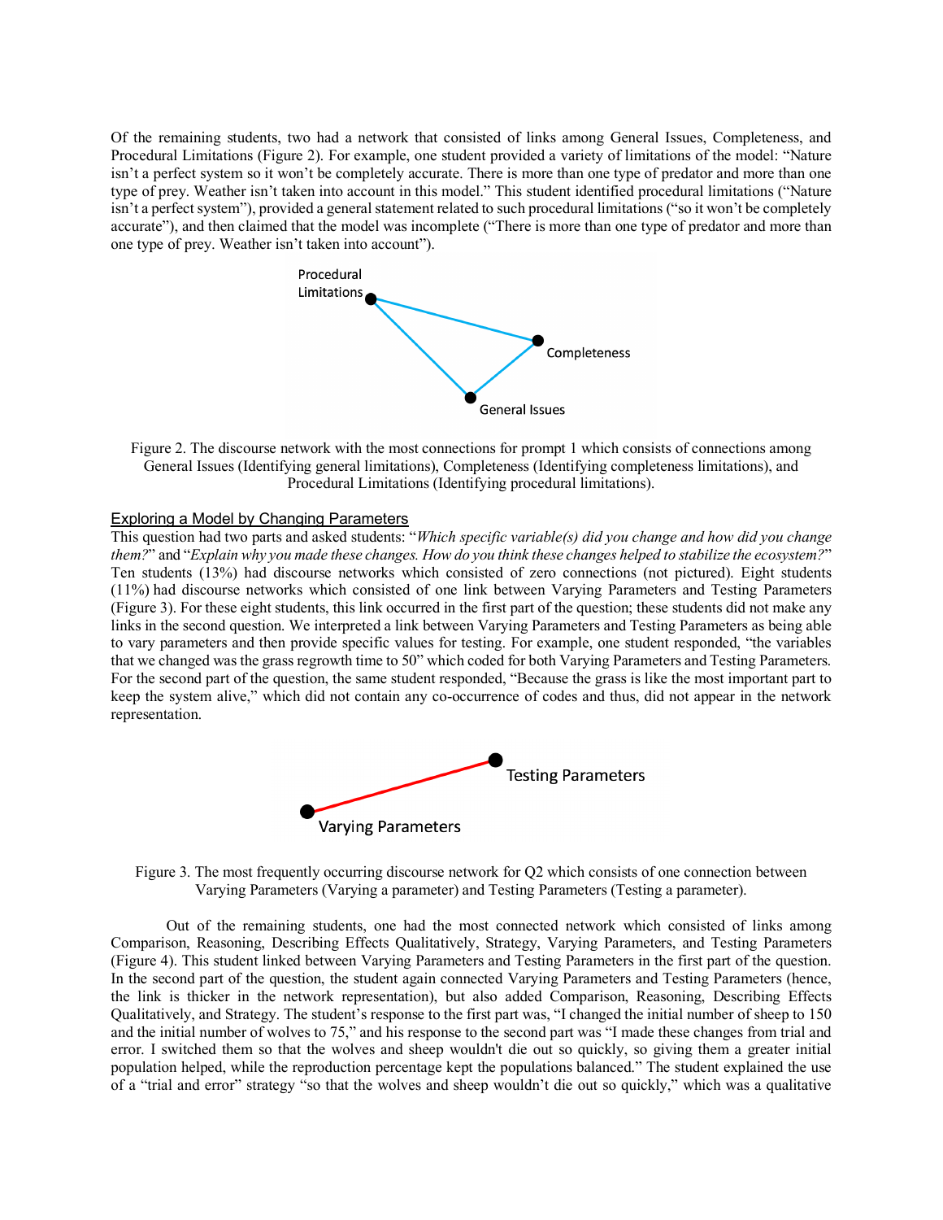Of the remaining students, two had a network that consisted of links among General Issues, Completeness, and Procedural Limitations (Figure 2). For example, one student provided a variety of limitations of the model: "Nature isn't a perfect system so it won't be completely accurate. There is more than one type of predator and more than one type of prey. Weather isn't taken into account in this model." This student identified procedural limitations ("Nature isn't a perfect system"), provided a general statement related to such procedural limitations ("so it won't be completely accurate"), and then claimed that the model was incomplete ("There is more than one type of predator and more than one type of prey. Weather isn't taken into account").

Figure 2. The discourse network with the most connections for prompt 1 which consists of connections among General Issues (Identifying general limitations), Completeness (Identifying completeness limitations), and Procedural Limitations (Identifying procedural limitations).

## Exploring a Model by Changing Parameters

This question had two parts and asked students: "*Which specific variable(s) did you change and how did you change them?*" and "*Explain why you made these changes. How do you think these changes helped to stabilize the ecosystem?*" Ten students (13%) had discourse networks which consisted of zero connections (not pictured). Eight students (11%) had discourse networks which consisted of one link between Varying Parameters and Testing Parameters (Figure 3). For these eight students, this link occurred in the first part of the question; these students did not make any links in the second question. We interpreted a link between Varying Parameters and Testing Parameters as being able to vary parameters and then provide specific values for testing. For example, one student responded, "the variables that we changed was the grass regrowth time to 50" which coded for both Varying Parameters and Testing Parameters. For the second part of the question, the same student responded, "Because the grass is like the most important part to keep the system alive," which did not contain any co-occurrence of codes and thus, did not appear in the network representation.

Figure 3. The most frequently occurring discourse network for Q2 which consists of one connection between Varying Parameters (Varying a parameter) and Testing Parameters (Testing a parameter).

Out of the remaining students, one had the most connected network which consisted of links among Comparison, Reasoning, Describing Effects Qualitatively, Strategy, Varying Parameters, and Testing Parameters (Figure 4). This student linked between Varying Parameters and Testing Parameters in the first part of the question. In the second part of the question, the student again connected Varying Parameters and Testing Parameters (hence, the link is thicker in the network representation), but also added Comparison, Reasoning, Describing Effects Qualitatively, and Strategy. The student's response to the first part was, "I changed the initial number of sheep to 150 and the initial number of wolves to 75," and his response to the second part was "I made these changes from trial and error. I switched them so that the wolves and sheep wouldn't die out so quickly, so giving them a greater initial population helped, while the reproduction percentage kept the populations balanced." The student explained the use of a "trial and error" strategy "so that the wolves and sheep wouldn't die out so quickly," which was a qualitative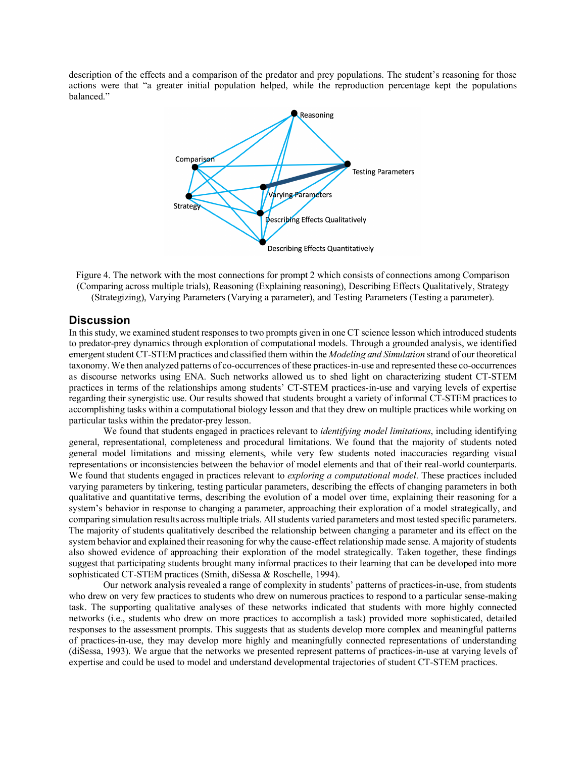description of the effects and a comparison of the predator and prey populations. The student's reasoning for those actions were that "a greater initial population helped, while the reproduction percentage kept the populations balanced."

Figure 4. The network with the most connections for prompt 2 which consists of connections among Comparison (Comparing across multiple trials), Reasoning (Explaining reasoning), Describing Effects Qualitatively, Strategy (Strategizing), Varying Parameters (Varying a parameter), and Testing Parameters (Testing a parameter).

## Discussion

In this study, we examined student responses to two prompts given in one CT science lesson which introduced students to predator-prey dynamics through exploration of computational models. Through a grounded analysis, we identified emergent student CT-STEM practices and classified them within the *Modeling and Simulation* strand of our theoretical taxonomy. We then analyzed patterns of co-occurrences of these practices-in-use and represented these co-occurrences as discourse networks using ENA. Such networks allowed us to shed light on characterizing student CT-STEM practices in terms of the relationships among students' CT-STEM practices-in-use and varying levels of expertise regarding their synergistic use. Our results showed that students brought a variety of informal CT-STEM practices to accomplishing tasks within a computational biology lesson and that they drew on multiple practices while working on particular tasks within the predator-prey lesson.

We found that students engaged in practices relevant to *identifying model limitations*, including identifying general, representational, completeness and procedural limitations. We found that the majority of students noted general model limitations and missing elements, while very few students noted inaccuracies regarding visual representations or inconsistencies between the behavior of model elements and that of their real-world counterparts. We found that students engaged in practices relevant to *exploring a computational model*. These practices included varying parameters by tinkering, testing particular parameters, describing the effects of changing parameters in both qualitative and quantitative terms, describing the evolution of a model over time, explaining their reasoning for a system's behavior in response to changing a parameter, approaching their exploration of a model strategically, and comparing simulation results across multiple trials. All students varied parameters and most tested specific parameters. The majority of students qualitatively described the relationship between changing a parameter and its effect on the system behavior and explained their reasoning for why the cause-effect relationship made sense. A majority of students also showed evidence of approaching their exploration of the model strategically. Taken together, these findings suggest that participating students brought many informal practices to their learning that can be developed into more sophisticated CT-STEM practices (Smith, diSessa & Roschelle, 1994).

Our network analysis revealed a range of complexity in students' patterns of practices-in-use, from students who drew on very few practices to students who drew on numerous practices to respond to a particular sense-making task. The supporting qualitative analyses of these networks indicated that students with more highly connected networks (i.e., students who drew on more practices to accomplish a task) provided more sophisticated, detailed responses to the assessment prompts. This suggests that as students develop more complex and meaningful patterns of practices-in-use, they may develop more highly and meaningfully connected representations of understanding (diSessa, 1993). We argue that the networks we presented represent patterns of practices-in-use at varying levels of expertise and could be used to model and understand developmental trajectories of student CT-STEM practices.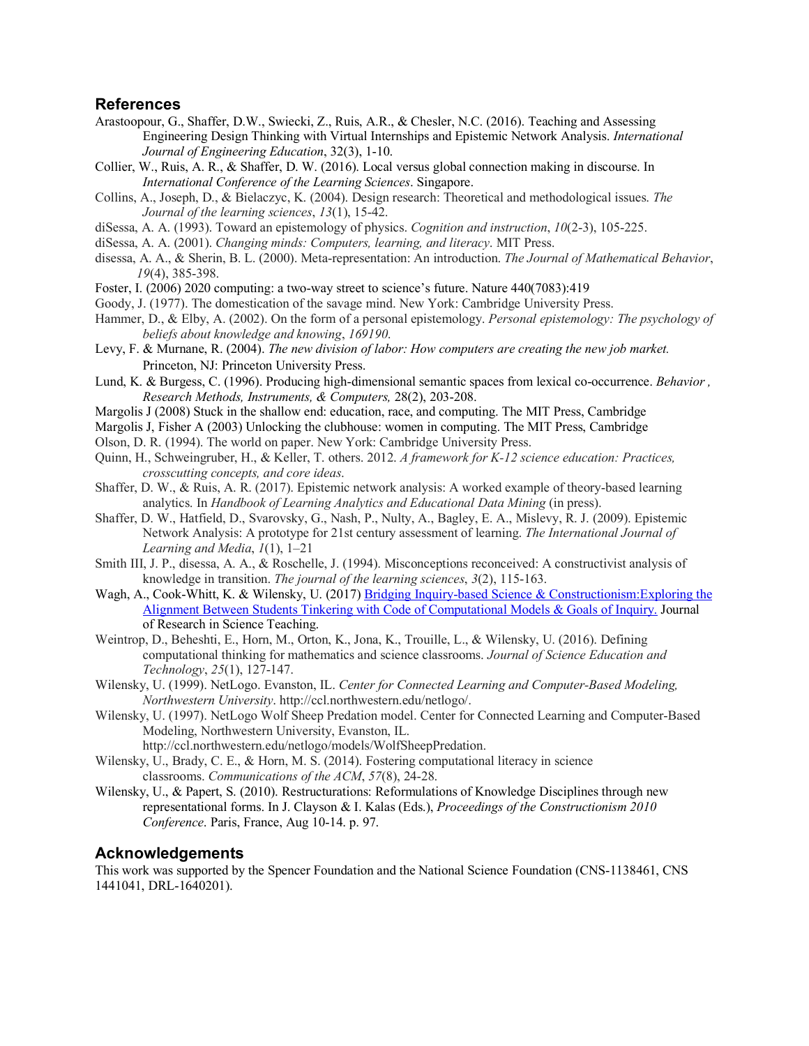## References

Arastoopour, G., Shaffer, D.W., Swiecki, Z., Ruis, A.R., & Chesler, N.C. (2016). Teaching and Assessing Engineering Design Thinking with Virtual Internships and Epistemic Network Analysis. *International Journal of Engineering Education*, 32(3), 1-10.

Collier, W., Ruis, A. R., & Shaffer, D. W. (2016). Local versus global connection making in discourse. In *International Conference of the Learning Sciences*. Singapore.

Collins, A., Joseph, D., & Bielaczyc, K. (2004). Design research: Theoretical and methodological issues. *The Journal of the learning sciences*, *13*(1), 15-42.

diSessa, A. A. (1993). Toward an epistemology of physics. *Cognition and instruction*, *10*(2-3), 105-225.

diSessa, A. A. (2001). *Changing minds: Computers, learning, and literacy*. MIT Press.

disessa, A. A., & Sherin, B. L. (2000). Meta-representation: An introduction. *The Journal of Mathematical Behavior*, *19*(4), 385-398.

Foster, I. (2006) 2020 computing: a two-way street to science's future. Nature 440(7083):419

Goody, J. (1977). The domestication of the savage mind. New York: Cambridge University Press.

Hammer, D., & Elby, A. (2002). On the form of a personal epistemology. *Personal epistemology: The psychology of beliefs about knowledge and knowing*, *169190.*

Levy, F. & Murnane, R. (2004). *The new division of labor: How computers are creating the new job market.* Princeton, NJ: Princeton University Press.

Lund, K. & Burgess, C. (1996). Producing high-dimensional semantic spaces from lexical co-occurrence. *Behavior , Research Methods, Instruments, & Computers,* 28(2), 203-208.

Margolis J (2008) Stuck in the shallow end: education, race, and computing. The MIT Press, Cambridge

Margolis J, Fisher A (2003) Unlocking the clubhouse: women in computing. The MIT Press, Cambridge

Olson, D. R. (1994). The world on paper. New York: Cambridge University Press.

Quinn, H., Schweingruber, H., & Keller, T. others. 2012. *A framework for K-12 science education: Practices, crosscutting concepts, and core ideas*.

Shaffer, D. W., & Ruis, A. R. (2017). Epistemic network analysis: A worked example of theory-based learning analytics. In *Handbook of Learning Analytics and Educational Data Mining* (in press).

Shaffer, D. W., Hatfield, D., Svarovsky, G., Nash, P., Nulty, A., Bagley, E. A., Mislevy, R. J. (2009). Epistemic Network Analysis: A prototype for 21st century assessment of learning. *The International Journal of Learning and Media*, *1*(1), 1–21

Smith III, J. P., disessa, A. A., & Roschelle, J. (1994). Misconceptions reconceived: A constructivist analysis of knowledge in transition. *The journal of the learning sciences*, *3*(2), 115-163.

Wagh, A., Cook-Whitt, K. & Wilensky, U. (2017) Bridging Inquiry-based Science & Constructionism:Exploring the Alignment Between Students Tinkering with Code of Computational Models & Goals of Inquiry. Journal of Research in Science Teaching.

Weintrop, D., Beheshti, E., Horn, M., Orton, K., Jona, K., Trouille, L., & Wilensky, U. (2016). Defining computational thinking for mathematics and science classrooms. *Journal of Science Education and Technology*, *25*(1), 127-147.

Wilensky, U. (1999). NetLogo. Evanston, IL. *Center for Connected Learning and Computer-Based Modeling, Northwestern University*. http://ccl.northwestern.edu/netlogo/.

Wilensky, U. (1997). NetLogo Wolf Sheep Predation model. Center for Connected Learning and Computer-Based Modeling, Northwestern University, Evanston, IL. http://ccl.northwestern.edu/netlogo/models/WolfSheepPredation.

Wilensky, U., Brady, C. E., & Horn, M. S. (2014). Fostering computational literacy in science classrooms. *Communications of the ACM*, *57*(8), 24-28.

Wilensky, U., & Papert, S. (2010). Restructurations: Reformulations of Knowledge Disciplines through new representational forms. In J. Clayson & I. Kalas (Eds.), *Proceedings of the Constructionism 2010 Conference*. Paris, France, Aug 10-14. p. 97.

## Acknowledgements

This work was supported by the Spencer Foundation and the National Science Foundation (CNS-1138461, CNS 1441041, DRL-1640201).